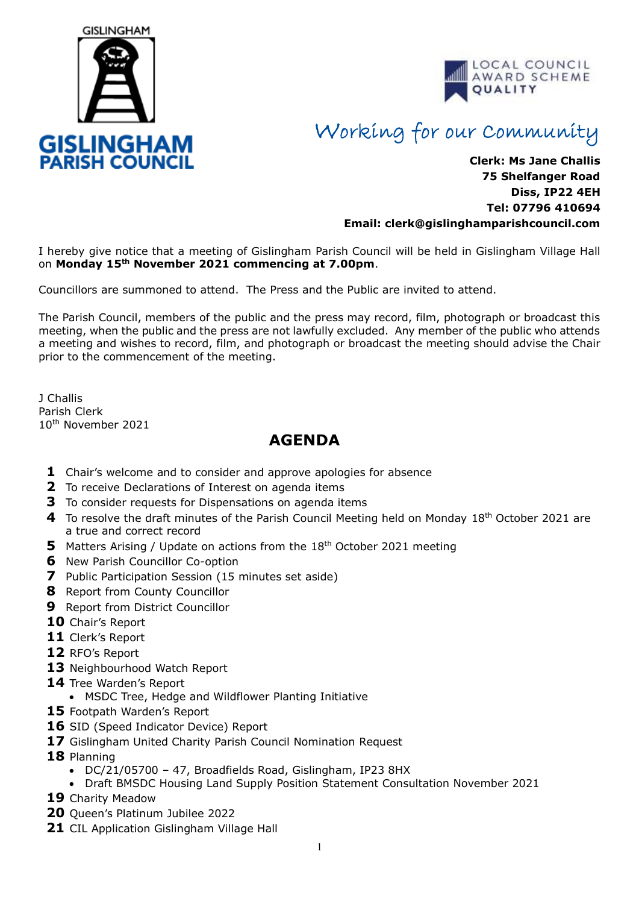GISLINGHAM

**GISLINGHAM PARISH COUNCIL**

LOCAL COUNCIL AWARD SCHEME QUALITY

*Working for our Community*

**Clerk: Ms Jane Challis**
**75 Shelfanger Road**
**Diss, IP22 4EH**
**Tel: 07796 410694**
**Email: clerk@gislinghamparishcouncil.com**

I hereby give notice that a meeting of Gislingham Parish Council will be held in Gislingham Village Hall on **Monday 15th November 2021 commencing at 7.00pm**.

Councillors are summoned to attend. The Press and the Public are invited to attend.

The Parish Council, members of the public and the press may record, film, photograph or broadcast this meeting, when the public and the press are not lawfully excluded. Any member of the public who attends a meeting and wishes to record, film, and photograph or broadcast the meeting should advise the Chair prior to the commencement of the meeting.

J Challis
Parish Clerk
10th November 2021

## AGENDA

1. Chair's welcome and to consider and approve apologies for absence
2. To receive Declarations of Interest on agenda items
3. To consider requests for Dispensations on agenda items
4. To resolve the draft minutes of the Parish Council Meeting held on Monday 18th October 2021 are a true and correct record
5. Matters Arising / Update on actions from the 18th October 2021 meeting
6. New Parish Councillor Co-option
7. Public Participation Session (15 minutes set aside)
8. Report from County Councillor
9. Report from District Councillor
10. Chair's Report
11. Clerk's Report
12. RFO's Report
13. Neighbourhood Watch Report
14. Tree Warden's Report
    - MSDC Tree, Hedge and Wildflower Planting Initiative
15. Footpath Warden's Report
16. SID (Speed Indicator Device) Report
17. Gislingham United Charity Parish Council Nomination Request
18. Planning
    - DC/21/05700 – 47, Broadfields Road, Gislingham, IP23 8HX
    - Draft BMSDC Housing Land Supply Position Statement Consultation November 2021
19. Charity Meadow
20. Queen's Platinum Jubilee 2022
21. CIL Application Gislingham Village Hall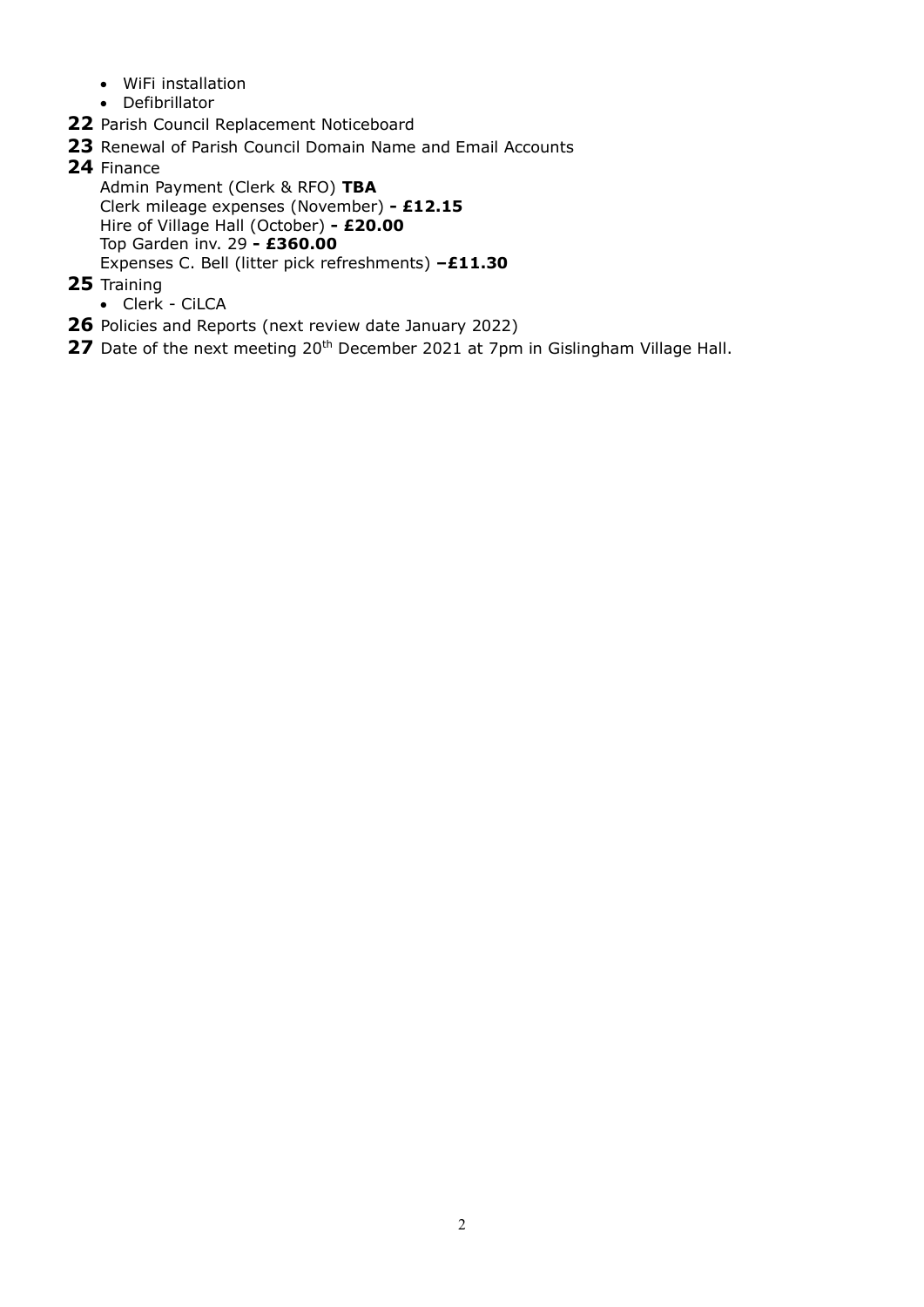- WiFi installation
- Defibrillator

**22** Parish Council Replacement Noticeboard

**23** Renewal of Parish Council Domain Name and Email Accounts

**24** Finance

Admin Payment (Clerk & RFO) **TBA**
Clerk mileage expenses (November) **- £12.15**
Hire of Village Hall (October) **- £20.00**
Top Garden inv. 29 **- £360.00**
Expenses C. Bell (litter pick refreshments) **–£11.30**

**25** Training

- Clerk - CiLCA

**26** Policies and Reports (next review date January 2022)

**27** Date of the next meeting 20th December 2021 at 7pm in Gislingham Village Hall.